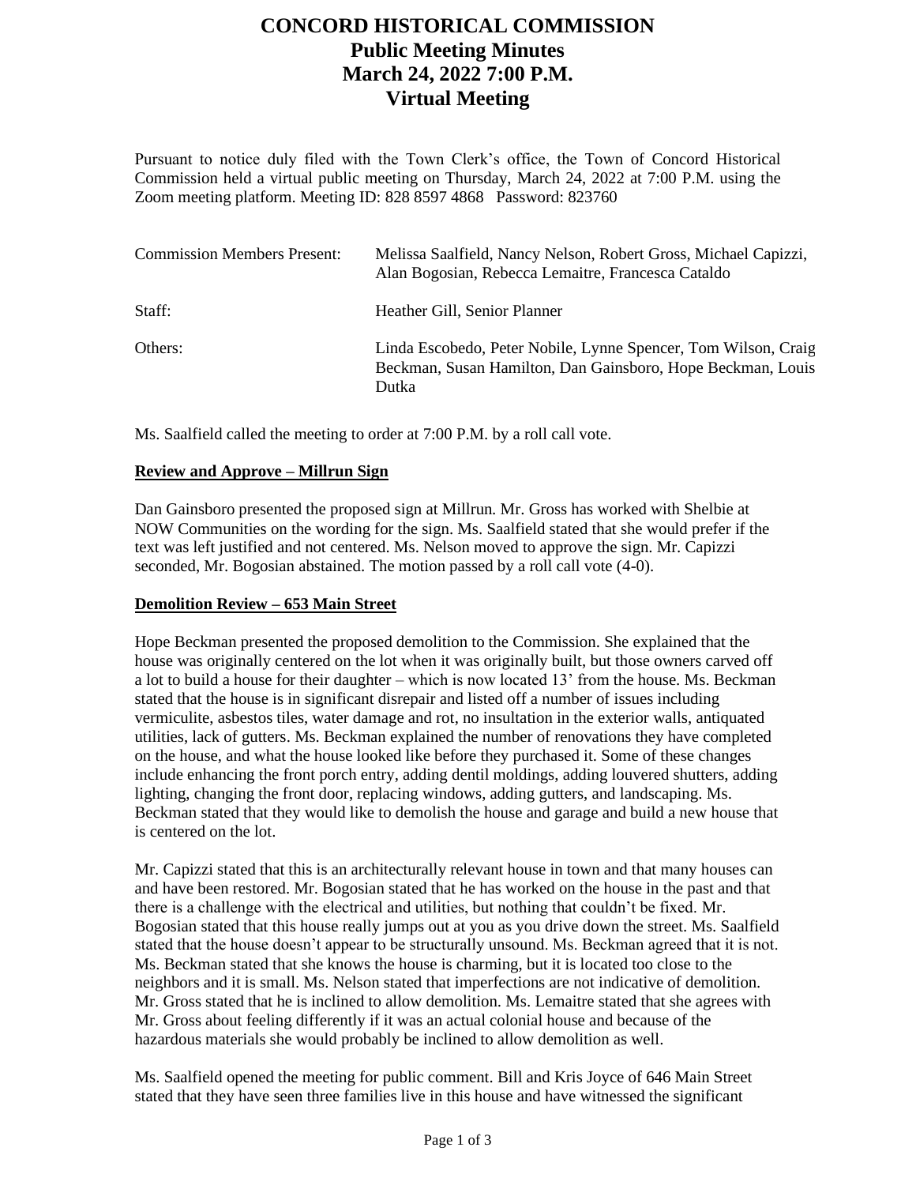# CONCORD HISTORICAL COMMISSION
## Public Meeting Minutes
## March 24, 2022 7:00 P.M.
## Virtual Meeting

Pursuant to notice duly filed with the Town Clerk's office, the Town of Concord Historical Commission held a virtual public meeting on Thursday, March 24, 2022 at 7:00 P.M. using the Zoom meeting platform. Meeting ID: 828 8597 4868 Password: 823760

| | |
|---|---|
| Commission Members Present: | Melissa Saalfield, Nancy Nelson, Robert Gross, Michael Capizzi, Alan Bogosian, Rebecca Lemaitre, Francesca Cataldo |
| Staff: | Heather Gill, Senior Planner |
| Others: | Linda Escobedo, Peter Nobile, Lynne Spencer, Tom Wilson, Craig Beckman, Susan Hamilton, Dan Gainsboro, Hope Beckman, Louis Dutka |

Ms. Saalfield called the meeting to order at 7:00 P.M. by a roll call vote.

**Review and Approve – Millrun Sign**

Dan Gainsboro presented the proposed sign at Millrun. Mr. Gross has worked with Shelbie at NOW Communities on the wording for the sign. Ms. Saalfield stated that she would prefer if the text was left justified and not centered. Ms. Nelson moved to approve the sign. Mr. Capizzi seconded, Mr. Bogosian abstained. The motion passed by a roll call vote (4-0).

**Demolition Review – 653 Main Street**

Hope Beckman presented the proposed demolition to the Commission. She explained that the house was originally centered on the lot when it was originally built, but those owners carved off a lot to build a house for their daughter – which is now located 13' from the house. Ms. Beckman stated that the house is in significant disrepair and listed off a number of issues including vermiculite, asbestos tiles, water damage and rot, no insultation in the exterior walls, antiquated utilities, lack of gutters. Ms. Beckman explained the number of renovations they have completed on the house, and what the house looked like before they purchased it. Some of these changes include enhancing the front porch entry, adding dentil moldings, adding louvered shutters, adding lighting, changing the front door, replacing windows, adding gutters, and landscaping. Ms. Beckman stated that they would like to demolish the house and garage and build a new house that is centered on the lot.

Mr. Capizzi stated that this is an architecturally relevant house in town and that many houses can and have been restored. Mr. Bogosian stated that he has worked on the house in the past and that there is a challenge with the electrical and utilities, but nothing that couldn't be fixed. Mr. Bogosian stated that this house really jumps out at you as you drive down the street. Ms. Saalfield stated that the house doesn't appear to be structurally unsound. Ms. Beckman agreed that it is not. Ms. Beckman stated that she knows the house is charming, but it is located too close to the neighbors and it is small. Ms. Nelson stated that imperfections are not indicative of demolition. Mr. Gross stated that he is inclined to allow demolition. Ms. Lemaitre stated that she agrees with Mr. Gross about feeling differently if it was an actual colonial house and because of the hazardous materials she would probably be inclined to allow demolition as well.

Ms. Saalfield opened the meeting for public comment. Bill and Kris Joyce of 646 Main Street stated that they have seen three families live in this house and have witnessed the significant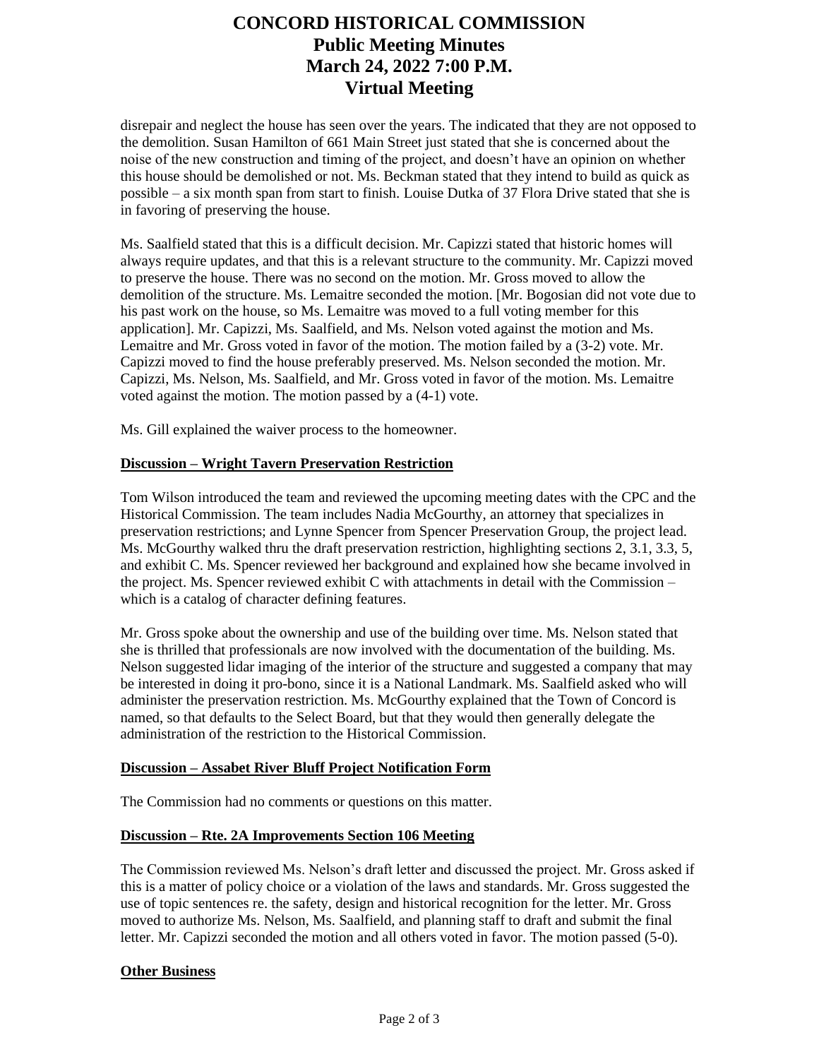disrepair and neglect the house has seen over the years. The indicated that they are not opposed to the demolition. Susan Hamilton of 661 Main Street just stated that she is concerned about the noise of the new construction and timing of the project, and doesn't have an opinion on whether this house should be demolished or not. Ms. Beckman stated that they intend to build as quick as possible – a six month span from start to finish. Louise Dutka of 37 Flora Drive stated that she is in favoring of preserving the house.

Ms. Saalfield stated that this is a difficult decision. Mr. Capizzi stated that historic homes will always require updates, and that this is a relevant structure to the community. Mr. Capizzi moved to preserve the house. There was no second on the motion. Mr. Gross moved to allow the demolition of the structure. Ms. Lemaitre seconded the motion. [Mr. Bogosian did not vote due to his past work on the house, so Ms. Lemaitre was moved to a full voting member for this application]. Mr. Capizzi, Ms. Saalfield, and Ms. Nelson voted against the motion and Ms. Lemaitre and Mr. Gross voted in favor of the motion. The motion failed by a (3-2) vote. Mr. Capizzi moved to find the house preferably preserved. Ms. Nelson seconded the motion. Mr. Capizzi, Ms. Nelson, Ms. Saalfield, and Mr. Gross voted in favor of the motion. Ms. Lemaitre voted against the motion. The motion passed by a (4-1) vote.

Ms. Gill explained the waiver process to the homeowner.

**Discussion – Wright Tavern Preservation Restriction**

Tom Wilson introduced the team and reviewed the upcoming meeting dates with the CPC and the Historical Commission. The team includes Nadia McGourthy, an attorney that specializes in preservation restrictions; and Lynne Spencer from Spencer Preservation Group, the project lead. Ms. McGourthy walked thru the draft preservation restriction, highlighting sections 2, 3.1, 3.3, 5, and exhibit C. Ms. Spencer reviewed her background and explained how she became involved in the project. Ms. Spencer reviewed exhibit C with attachments in detail with the Commission – which is a catalog of character defining features.

Mr. Gross spoke about the ownership and use of the building over time. Ms. Nelson stated that she is thrilled that professionals are now involved with the documentation of the building. Ms. Nelson suggested lidar imaging of the interior of the structure and suggested a company that may be interested in doing it pro-bono, since it is a National Landmark. Ms. Saalfield asked who will administer the preservation restriction. Ms. McGourthy explained that the Town of Concord is named, so that defaults to the Select Board, but that they would then generally delegate the administration of the restriction to the Historical Commission.

**Discussion – Assabet River Bluff Project Notification Form**

The Commission had no comments or questions on this matter.

**Discussion – Rte. 2A Improvements Section 106 Meeting**

The Commission reviewed Ms. Nelson's draft letter and discussed the project. Mr. Gross asked if this is a matter of policy choice or a violation of the laws and standards. Mr. Gross suggested the use of topic sentences re. the safety, design and historical recognition for the letter. Mr. Gross moved to authorize Ms. Nelson, Ms. Saalfield, and planning staff to draft and submit the final letter. Mr. Capizzi seconded the motion and all others voted in favor. The motion passed (5-0).

**Other Business**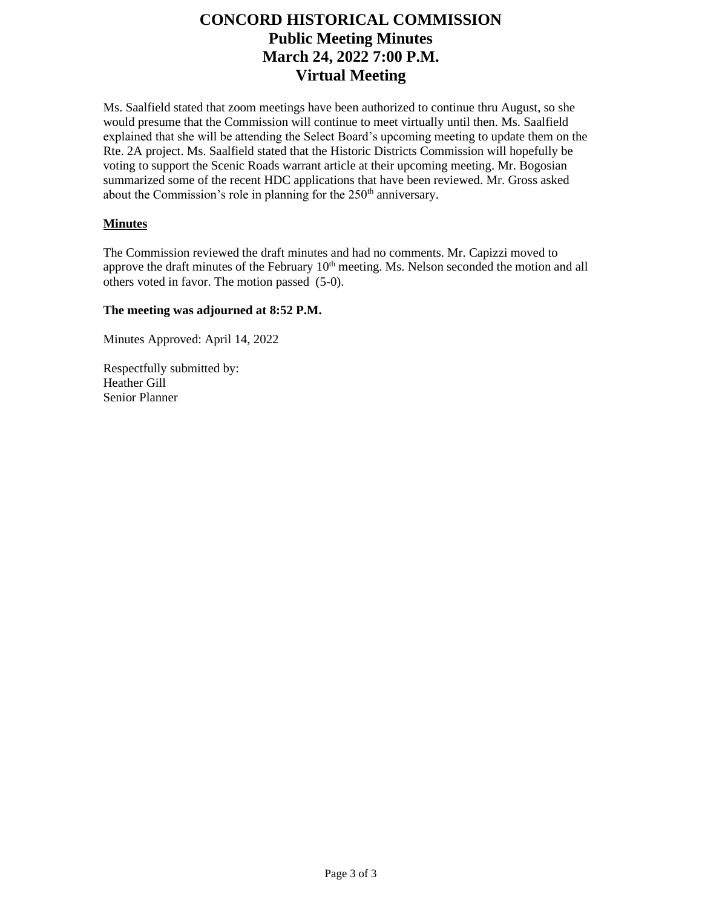# CONCORD HISTORICAL COMMISSION
## Public Meeting Minutes
## March 24, 2022 7:00 P.M.
## Virtual Meeting

Ms. Saalfield stated that zoom meetings have been authorized to continue thru August, so she would presume that the Commission will continue to meet virtually until then. Ms. Saalfield explained that she will be attending the Select Board's upcoming meeting to update them on the Rte. 2A project. Ms. Saalfield stated that the Historic Districts Commission will hopefully be voting to support the Scenic Roads warrant article at their upcoming meeting. Mr. Bogosian summarized some of the recent HDC applications that have been reviewed. Mr. Gross asked about the Commission's role in planning for the 250th anniversary.

**Minutes**

The Commission reviewed the draft minutes and had no comments. Mr. Capizzi moved to approve the draft minutes of the February 10th meeting. Ms. Nelson seconded the motion and all others voted in favor. The motion passed (5-0).

**The meeting was adjourned at 8:52 P.M.**

Minutes Approved: April 14, 2022

Respectfully submitted by:
Heather Gill
Senior Planner